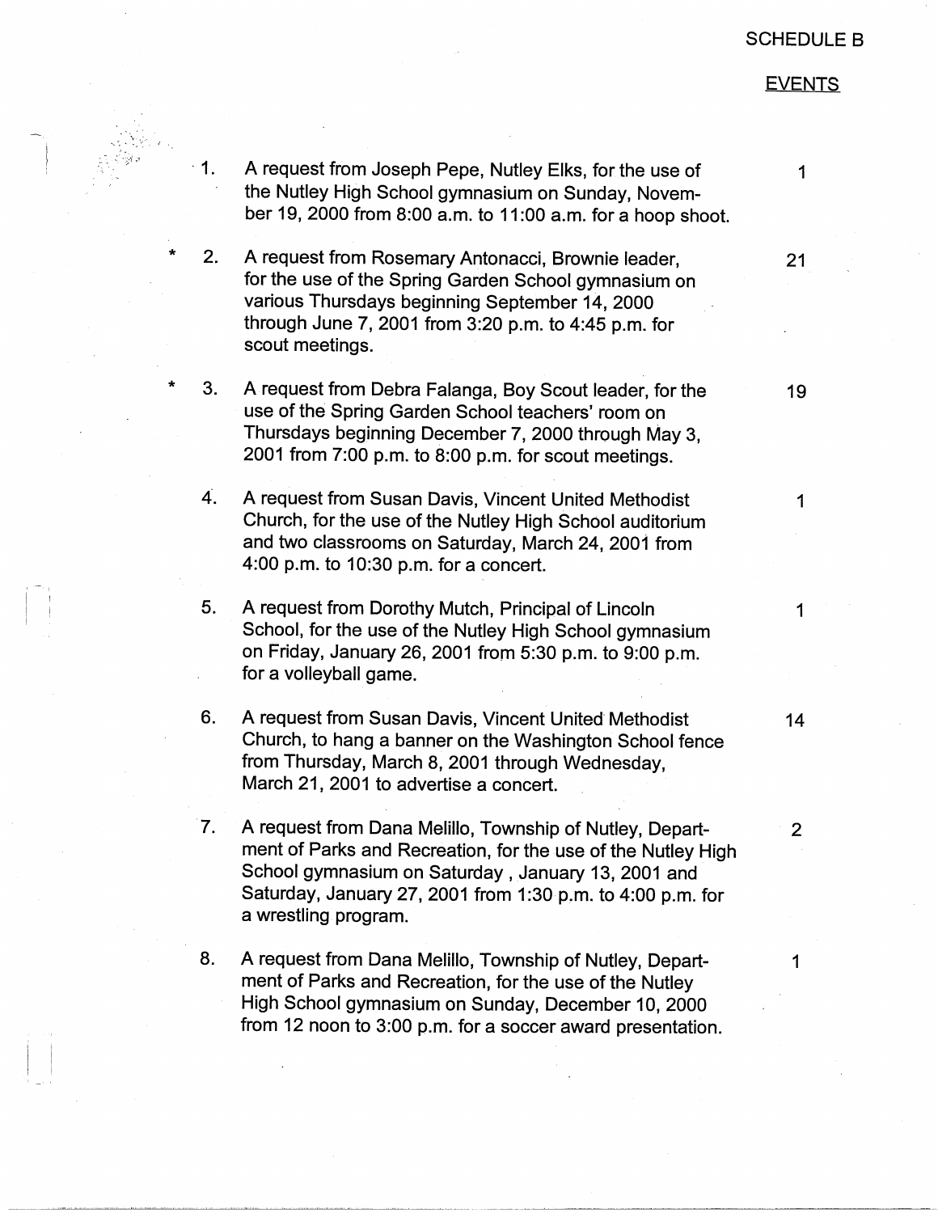SCHEDULE B

EVENTS

1. A request from Joseph Pepe, Nutley Elks, for the use of the Nutley High School gymnasium on Sunday, November 19, 2000 from 8:00 a.m. to 11:00 a.m. for a hoop shoot. — 1

\* 2. A request from Rosemary Antonacci, Brownie leader, for the use of the Spring Garden School gymnasium on various Thursdays beginning September 14, 2000 through June 7, 2001 from 3:20 p.m. to 4:45 p.m. for scout meetings. — 21

\* 3. A request from Debra Falanga, Boy Scout leader, for the use of the Spring Garden School teachers' room on Thursdays beginning December 7, 2000 through May 3, 2001 from 7:00 p.m. to 8:00 p.m. for scout meetings. — 19

4. A request from Susan Davis, Vincent United Methodist Church, for the use of the Nutley High School auditorium and two classrooms on Saturday, March 24, 2001 from 4:00 p.m. to 10:30 p.m. for a concert. — 1

5. A request from Dorothy Mutch, Principal of Lincoln School, for the use of the Nutley High School gymnasium on Friday, January 26, 2001 from 5:30 p.m. to 9:00 p.m. for a volleyball game. — 1

6. A request from Susan Davis, Vincent United Methodist Church, to hang a banner on the Washington School fence from Thursday, March 8, 2001 through Wednesday, March 21, 2001 to advertise a concert. — 14

7. A request from Dana Melillo, Township of Nutley, Department of Parks and Recreation, for the use of the Nutley High School gymnasium on Saturday , January 13, 2001 and Saturday, January 27, 2001 from 1:30 p.m. to 4:00 p.m. for a wrestling program. — 2

8. A request from Dana Melillo, Township of Nutley, Department of Parks and Recreation, for the use of the Nutley High School gymnasium on Sunday, December 10, 2000 from 12 noon to 3:00 p.m. for a soccer award presentation. — 1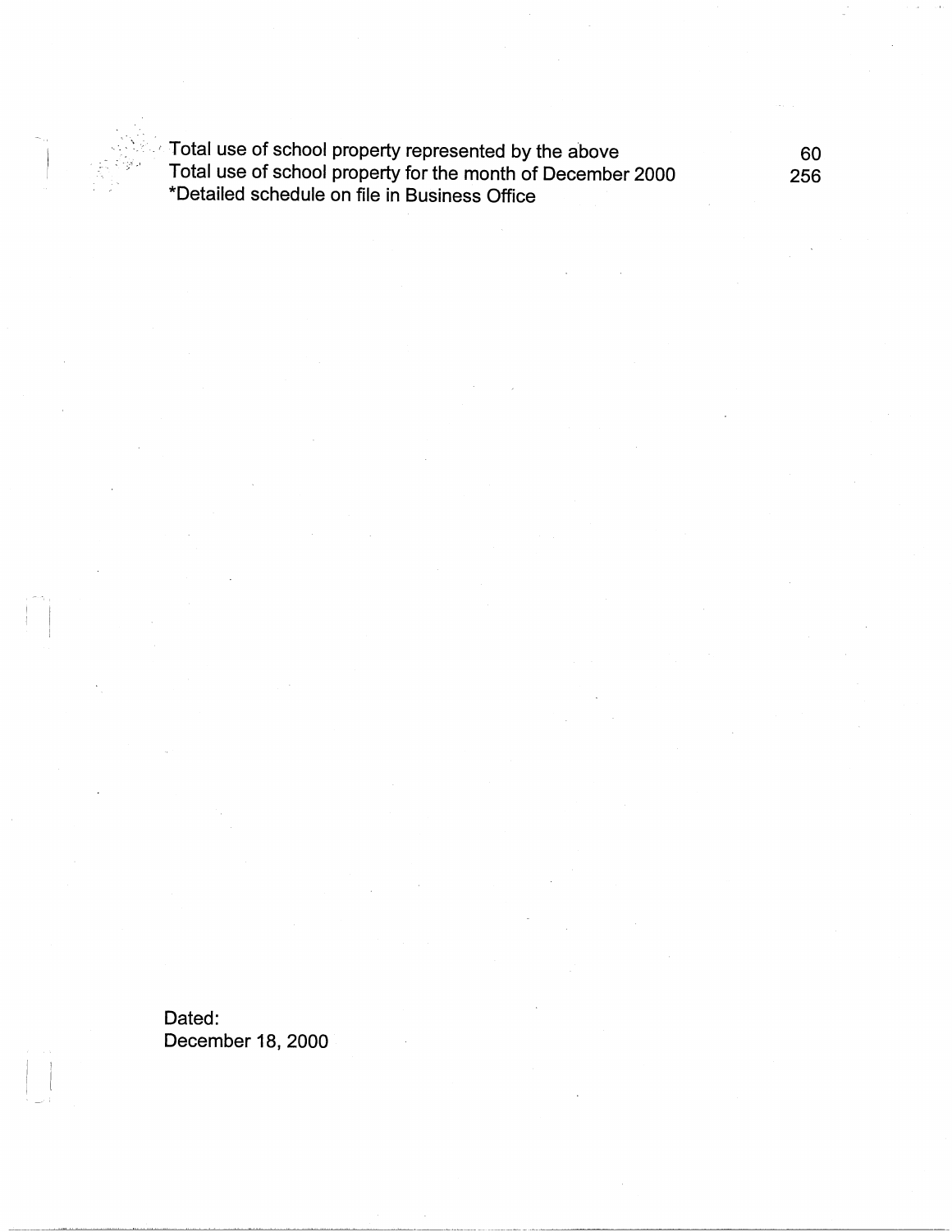| | |
|---|---|
| Total use of school property represented by the above | 60 |
| Total use of school property for the month of December 2000 | 256 |

*Detailed schedule on file in Business Office

Dated:
December 18, 2000